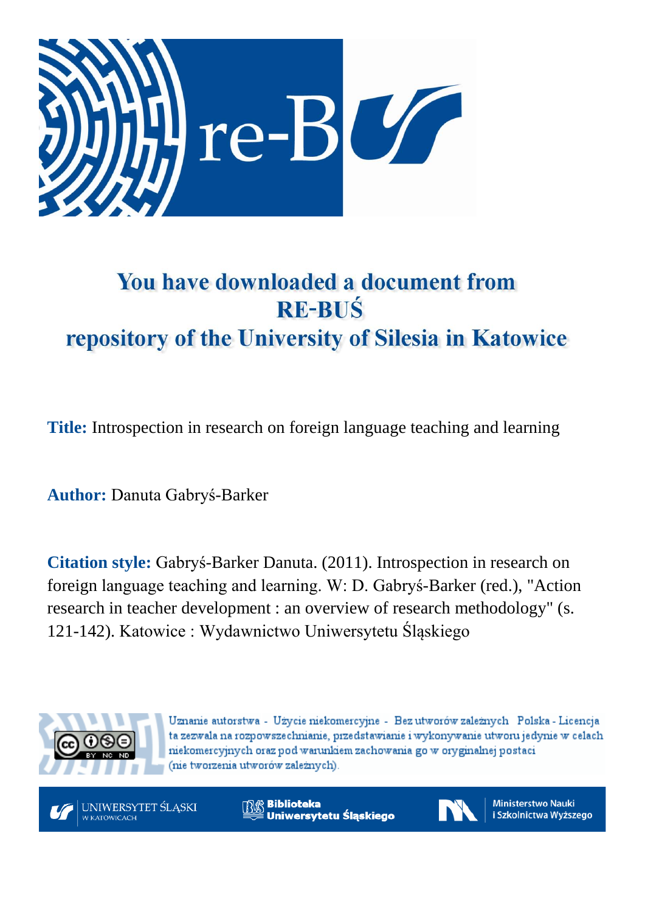# You have downloaded a document from RE-BUŚ repository of the University of Silesia in Katowice

**Title:** Introspection in research on foreign language teaching and learning

**Author:** Danuta Gabryś-Barker

**Citation style:** Gabryś-Barker Danuta. (2011). Introspection in research on foreign language teaching and learning. W: D. Gabryś-Barker (red.), "Action research in teacher development : an overview of research methodology" (s. 121-142). Katowice : Wydawnictwo Uniwersytetu Śląskiego

Uznanie autorstwa - Użycie niekomercyjne - Bez utworów zależnych Polska - Licencja ta zezwala na rozpowszechnianie, przedstawianie i wykonywanie utworu jedynie w celach niekomercyjnych oraz pod warunkiem zachowania go w oryginalnej postaci (nie tworzenia utworów zależnych).

UNIWERSYTET ŚLĄSKI W KATOWICACH

Biblioteka Uniwersytetu Śląskiego

Ministerstwo Nauki i Szkolnictwa Wyższego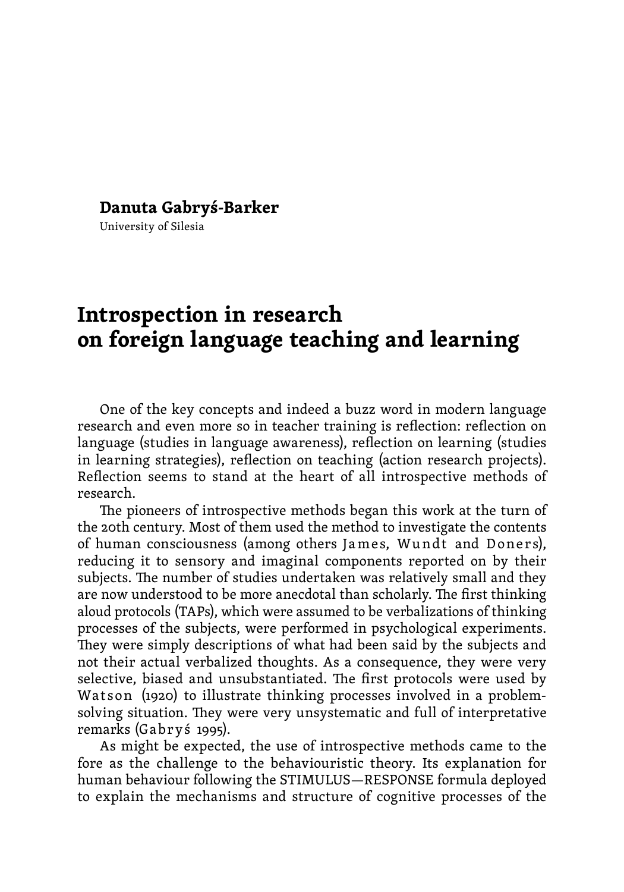**Danuta Gabryś-Barker**

University of Silesia

# Introspection in research on foreign language teaching and learning

One of the key concepts and indeed a buzz word in modern language research and even more so in teacher training is reflection: reflection on language (studies in language awareness), reflection on learning (studies in learning strategies), reflection on teaching (action research projects). Reflection seems to stand at the heart of all introspective methods of research.

The pioneers of introspective methods began this work at the turn of the 20th century. Most of them used the method to investigate the contents of human consciousness (among others James, Wundt and Doners), reducing it to sensory and imaginal components reported on by their subjects. The number of studies undertaken was relatively small and they are now understood to be more anecdotal than scholarly. The first thinking aloud protocols (TAPs), which were assumed to be verbalizations of thinking processes of the subjects, were performed in psychological experiments. They were simply descriptions of what had been said by the subjects and not their actual verbalized thoughts. As a consequence, they were very selective, biased and unsubstantiated. The first protocols were used by Watson (1920) to illustrate thinking processes involved in a problem-solving situation. They were very unsystematic and full of interpretative remarks (Gabryś 1995).

As might be expected, the use of introspective methods came to the fore as the challenge to the behaviouristic theory. Its explanation for human behaviour following the STIMULUS—RESPONSE formula deployed to explain the mechanisms and structure of cognitive processes of the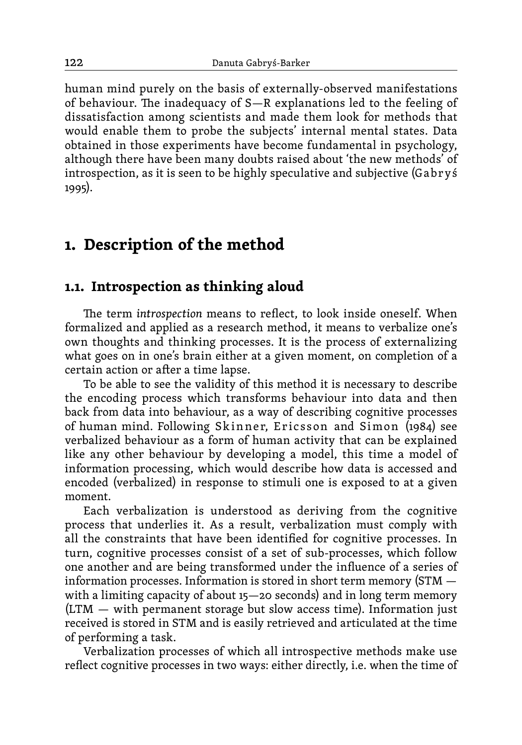human mind purely on the basis of externally-observed manifestations of behaviour. The inadequacy of S—R explanations led to the feeling of dissatisfaction among scientists and made them look for methods that would enable them to probe the subjects' internal mental states. Data obtained in those experiments have become fundamental in psychology, although there have been many doubts raised about 'the new methods' of introspection, as it is seen to be highly speculative and subjective (Gabryś 1995).

# 1. Description of the method

## 1.1. Introspection as thinking aloud

The term *introspection* means to reflect, to look inside oneself. When formalized and applied as a research method, it means to verbalize one's own thoughts and thinking processes. It is the process of externalizing what goes on in one's brain either at a given moment, on completion of a certain action or after a time lapse.

To be able to see the validity of this method it is necessary to describe the encoding process which transforms behaviour into data and then back from data into behaviour, as a way of describing cognitive processes of human mind. Following Skinner, Ericsson and Simon (1984) see verbalized behaviour as a form of human activity that can be explained like any other behaviour by developing a model, this time a model of information processing, which would describe how data is accessed and encoded (verbalized) in response to stimuli one is exposed to at a given moment.

Each verbalization is understood as deriving from the cognitive process that underlies it. As a result, verbalization must comply with all the constraints that have been identified for cognitive processes. In turn, cognitive processes consist of a set of sub-processes, which follow one another and are being transformed under the influence of a series of information processes. Information is stored in short term memory (STM — with a limiting capacity of about 15—20 seconds) and in long term memory (LTM — with permanent storage but slow access time). Information just received is stored in STM and is easily retrieved and articulated at the time of performing a task.

Verbalization processes of which all introspective methods make use reflect cognitive processes in two ways: either directly, i.e. when the time of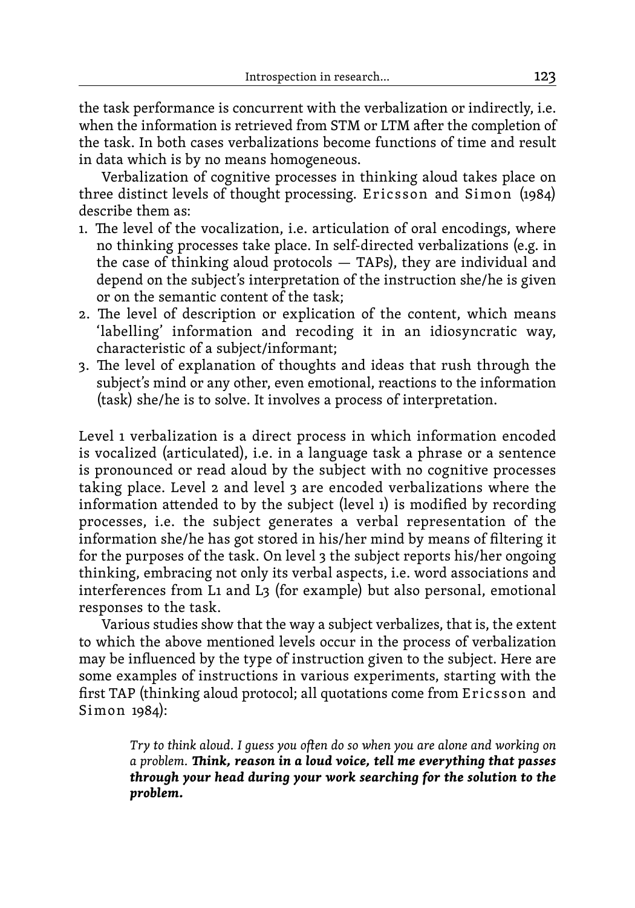the task performance is concurrent with the verbalization or indirectly, i.e. when the information is retrieved from STM or LTM after the completion of the task. In both cases verbalizations become functions of time and result in data which is by no means homogeneous.

Verbalization of cognitive processes in thinking aloud takes place on three distinct levels of thought processing. Ericsson and Simon (1984) describe them as:

1. The level of the vocalization, i.e. articulation of oral encodings, where no thinking processes take place. In self-directed verbalizations (e.g. in the case of thinking aloud protocols — TAPs), they are individual and depend on the subject's interpretation of the instruction she/he is given or on the semantic content of the task;
2. The level of description or explication of the content, which means 'labelling' information and recoding it in an idiosyncratic way, characteristic of a subject/informant;
3. The level of explanation of thoughts and ideas that rush through the subject's mind or any other, even emotional, reactions to the information (task) she/he is to solve. It involves a process of interpretation.

Level 1 verbalization is a direct process in which information encoded is vocalized (articulated), i.e. in a language task a phrase or a sentence is pronounced or read aloud by the subject with no cognitive processes taking place. Level 2 and level 3 are encoded verbalizations where the information attended to by the subject (level 1) is modified by recording processes, i.e. the subject generates a verbal representation of the information she/he has got stored in his/her mind by means of filtering it for the purposes of the task. On level 3 the subject reports his/her ongoing thinking, embracing not only its verbal aspects, i.e. word associations and interferences from L1 and L3 (for example) but also personal, emotional responses to the task.

Various studies show that the way a subject verbalizes, that is, the extent to which the above mentioned levels occur in the process of verbalization may be influenced by the type of instruction given to the subject. Here are some examples of instructions in various experiments, starting with the first TAP (thinking aloud protocol; all quotations come from Ericsson and Simon 1984):

> *Try to think aloud. I guess you often do so when you are alone and working on a problem.* ***Think, reason in a loud voice, tell me everything that passes through your head during your work searching for the solution to the problem.***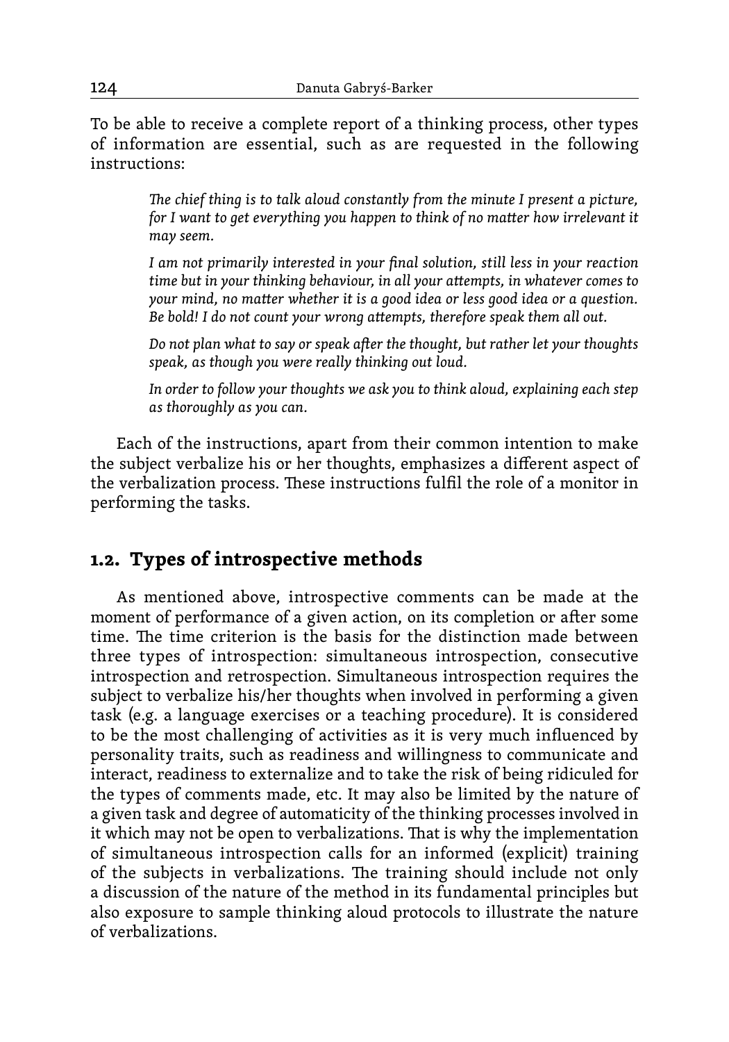To be able to receive a complete report of a thinking process, other types of information are essential, such as are requested in the following instructions:

> *The chief thing is to talk aloud constantly from the minute I present a picture, for I want to get everything you happen to think of no matter how irrelevant it may seem.*
>
> *I am not primarily interested in your final solution, still less in your reaction time but in your thinking behaviour, in all your attempts, in whatever comes to your mind, no matter whether it is a good idea or less good idea or a question. Be bold! I do not count your wrong attempts, therefore speak them all out.*
>
> *Do not plan what to say or speak after the thought, but rather let your thoughts speak, as though you were really thinking out loud.*
>
> *In order to follow your thoughts we ask you to think aloud, explaining each step as thoroughly as you can.*

Each of the instructions, apart from their common intention to make the subject verbalize his or her thoughts, emphasizes a different aspect of the verbalization process. These instructions fulfil the role of a monitor in performing the tasks.

## 1.2. Types of introspective methods

As mentioned above, introspective comments can be made at the moment of performance of a given action, on its completion or after some time. The time criterion is the basis for the distinction made between three types of introspection: simultaneous introspection, consecutive introspection and retrospection. Simultaneous introspection requires the subject to verbalize his/her thoughts when involved in performing a given task (e.g. a language exercises or a teaching procedure). It is considered to be the most challenging of activities as it is very much influenced by personality traits, such as readiness and willingness to communicate and interact, readiness to externalize and to take the risk of being ridiculed for the types of comments made, etc. It may also be limited by the nature of a given task and degree of automaticity of the thinking processes involved in it which may not be open to verbalizations. That is why the implementation of simultaneous introspection calls for an informed (explicit) training of the subjects in verbalizations. The training should include not only a discussion of the nature of the method in its fundamental principles but also exposure to sample thinking aloud protocols to illustrate the nature of verbalizations.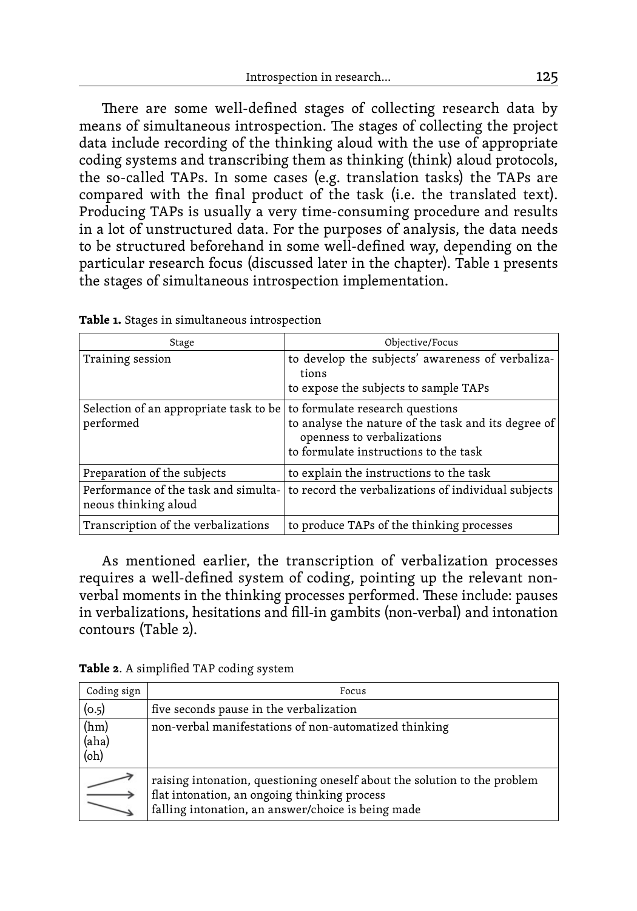There are some well-defined stages of collecting research data by means of simultaneous introspection. The stages of collecting the project data include recording of the thinking aloud with the use of appropriate coding systems and transcribing them as thinking (think) aloud protocols, the so-called TAPs. In some cases (e.g. translation tasks) the TAPs are compared with the final product of the task (i.e. the translated text). Producing TAPs is usually a very time-consuming procedure and results in a lot of unstructured data. For the purposes of analysis, the data needs to be structured beforehand in some well-defined way, depending on the particular research focus (discussed later in the chapter). Table 1 presents the stages of simultaneous introspection implementation.

**Table 1.** Stages in simultaneous introspection

| Stage | Objective/Focus |
|---|---|
| Training session | to develop the subjects' awareness of verbalizations<br>to expose the subjects to sample TAPs |
| Selection of an appropriate task to be performed | to formulate research questions<br>to analyse the nature of the task and its degree of openness to verbalizations<br>to formulate instructions to the task |
| Preparation of the subjects | to explain the instructions to the task |
| Performance of the task and simultaneous thinking aloud | to record the verbalizations of individual subjects |
| Transcription of the verbalizations | to produce TAPs of the thinking processes |

As mentioned earlier, the transcription of verbalization processes requires a well-defined system of coding, pointing up the relevant non-verbal moments in the thinking processes performed. These include: pauses in verbalizations, hesitations and fill-in gambits (non-verbal) and intonation contours (Table 2).

**Table 2**. A simplified TAP coding system

| Coding sign | Focus |
|---|---|
| (0.5) | five seconds pause in the verbalization |
| (hm)<br>(aha)<br>(oh) | non-verbal manifestations of non-automatized thinking |
| ↗<br>→<br>↘ | raising intonation, questioning oneself about the solution to the problem<br>flat intonation, an ongoing thinking process<br>falling intonation, an answer/choice is being made |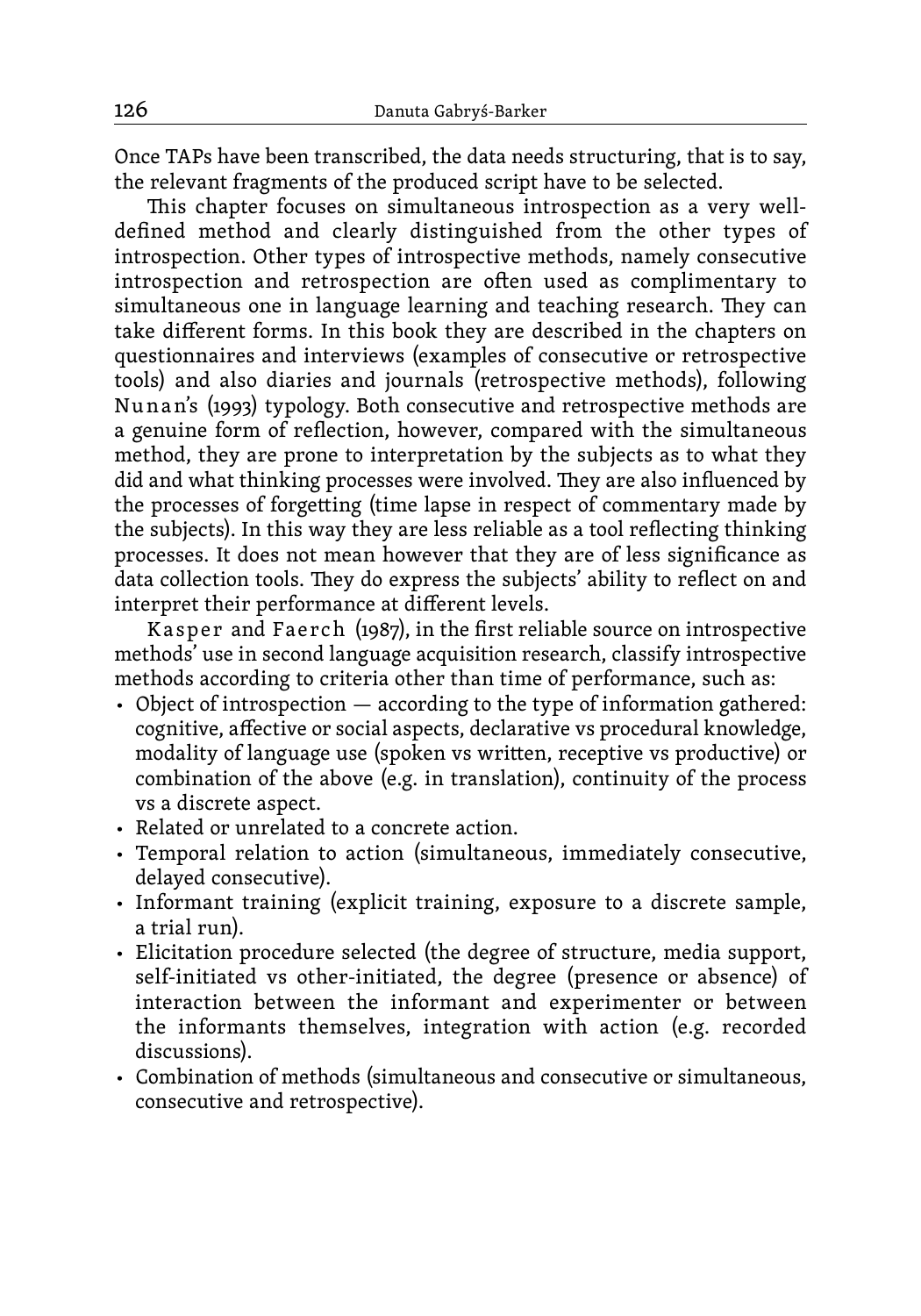Once TAPs have been transcribed, the data needs structuring, that is to say, the relevant fragments of the produced script have to be selected.

This chapter focuses on simultaneous introspection as a very well-defined method and clearly distinguished from the other types of introspection. Other types of introspective methods, namely consecutive introspection and retrospection are often used as complimentary to simultaneous one in language learning and teaching research. They can take different forms. In this book they are described in the chapters on questionnaires and interviews (examples of consecutive or retrospective tools) and also diaries and journals (retrospective methods), following Nunan's (1993) typology. Both consecutive and retrospective methods are a genuine form of reflection, however, compared with the simultaneous method, they are prone to interpretation by the subjects as to what they did and what thinking processes were involved. They are also influenced by the processes of forgetting (time lapse in respect of commentary made by the subjects). In this way they are less reliable as a tool reflecting thinking processes. It does not mean however that they are of less significance as data collection tools. They do express the subjects' ability to reflect on and interpret their performance at different levels.

Kasper and Faerch (1987), in the first reliable source on introspective methods' use in second language acquisition research, classify introspective methods according to criteria other than time of performance, such as:

- Object of introspection — according to the type of information gathered: cognitive, affective or social aspects, declarative vs procedural knowledge, modality of language use (spoken vs written, receptive vs productive) or combination of the above (e.g. in translation), continuity of the process vs a discrete aspect.
- Related or unrelated to a concrete action.
- Temporal relation to action (simultaneous, immediately consecutive, delayed consecutive).
- Informant training (explicit training, exposure to a discrete sample, a trial run).
- Elicitation procedure selected (the degree of structure, media support, self-initiated vs other-initiated, the degree (presence or absence) of interaction between the informant and experimenter or between the informants themselves, integration with action (e.g. recorded discussions).
- Combination of methods (simultaneous and consecutive or simultaneous, consecutive and retrospective).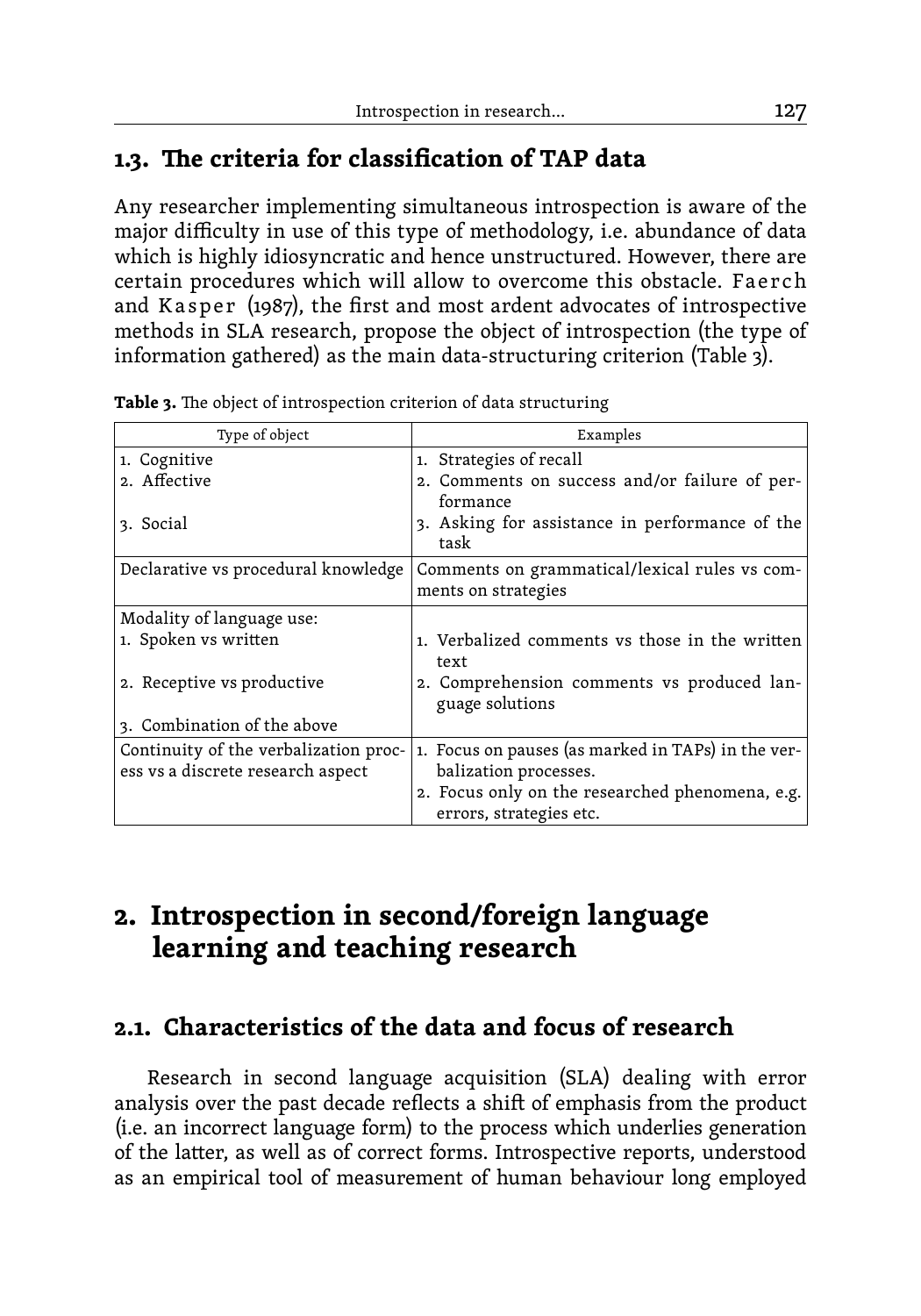### 1.3. The criteria for classification of TAP data

Any researcher implementing simultaneous introspection is aware of the major difficulty in use of this type of methodology, i.e. abundance of data which is highly idiosyncratic and hence unstructured. However, there are certain procedures which will allow to overcome this obstacle. Faerch and Kasper (1987), the first and most ardent advocates of introspective methods in SLA research, propose the object of introspection (the type of information gathered) as the main data-structuring criterion (Table 3).

**Table 3.** The object of introspection criterion of data structuring

| Type of object | Examples |
|---|---|
| 1. Cognitive<br>2. Affective<br>3. Social | 1. Strategies of recall<br>2. Comments on success and/or failure of performance<br>3. Asking for assistance in performance of the task |
| Declarative vs procedural knowledge | Comments on grammatical/lexical rules vs comments on strategies |
| Modality of language use:<br>1. Spoken vs written<br>2. Receptive vs productive<br>3. Combination of the above | <br>1. Verbalized comments vs those in the written text<br>2. Comprehension comments vs produced language solutions |
| Continuity of the verbalization process vs a discrete research aspect | 1. Focus on pauses (as marked in TAPs) in the verbalization processes.<br>2. Focus only on the researched phenomena, e.g. errors, strategies etc. |

## 2. Introspection in second/foreign language learning and teaching research

### 2.1. Characteristics of the data and focus of research

Research in second language acquisition (SLA) dealing with error analysis over the past decade reflects a shift of emphasis from the product (i.e. an incorrect language form) to the process which underlies generation of the latter, as well as of correct forms. Introspective reports, understood as an empirical tool of measurement of human behaviour long employed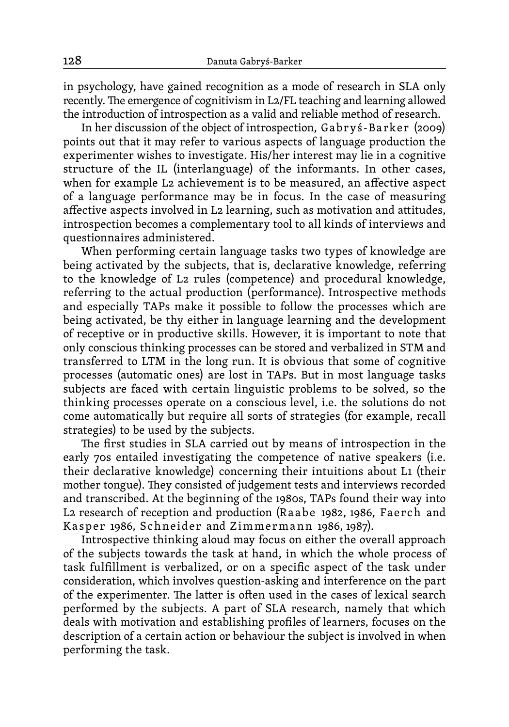in psychology, have gained recognition as a mode of research in SLA only recently. The emergence of cognitivism in L2/FL teaching and learning allowed the introduction of introspection as a valid and reliable method of research.

In her discussion of the object of introspection, Gabryś-Barker (2009) points out that it may refer to various aspects of language production the experimenter wishes to investigate. His/her interest may lie in a cognitive structure of the IL (interlanguage) of the informants. In other cases, when for example L2 achievement is to be measured, an affective aspect of a language performance may be in focus. In the case of measuring affective aspects involved in L2 learning, such as motivation and attitudes, introspection becomes a complementary tool to all kinds of interviews and questionnaires administered.

When performing certain language tasks two types of knowledge are being activated by the subjects, that is, declarative knowledge, referring to the knowledge of L2 rules (competence) and procedural knowledge, referring to the actual production (performance). Introspective methods and especially TAPs make it possible to follow the processes which are being activated, be thy either in language learning and the development of receptive or in productive skills. However, it is important to note that only conscious thinking processes can be stored and verbalized in STM and transferred to LTM in the long run. It is obvious that some of cognitive processes (automatic ones) are lost in TAPs. But in most language tasks subjects are faced with certain linguistic problems to be solved, so the thinking processes operate on a conscious level, i.e. the solutions do not come automatically but require all sorts of strategies (for example, recall strategies) to be used by the subjects.

The first studies in SLA carried out by means of introspection in the early 70s entailed investigating the competence of native speakers (i.e. their declarative knowledge) concerning their intuitions about L1 (their mother tongue). They consisted of judgement tests and interviews recorded and transcribed. At the beginning of the 1980s, TAPs found their way into L2 research of reception and production (Raabe 1982, 1986, Faerch and Kasper 1986, Schneider and Zimmermann 1986, 1987).

Introspective thinking aloud may focus on either the overall approach of the subjects towards the task at hand, in which the whole process of task fulfillment is verbalized, or on a specific aspect of the task under consideration, which involves question-asking and interference on the part of the experimenter. The latter is often used in the cases of lexical search performed by the subjects. A part of SLA research, namely that which deals with motivation and establishing profiles of learners, focuses on the description of a certain action or behaviour the subject is involved in when performing the task.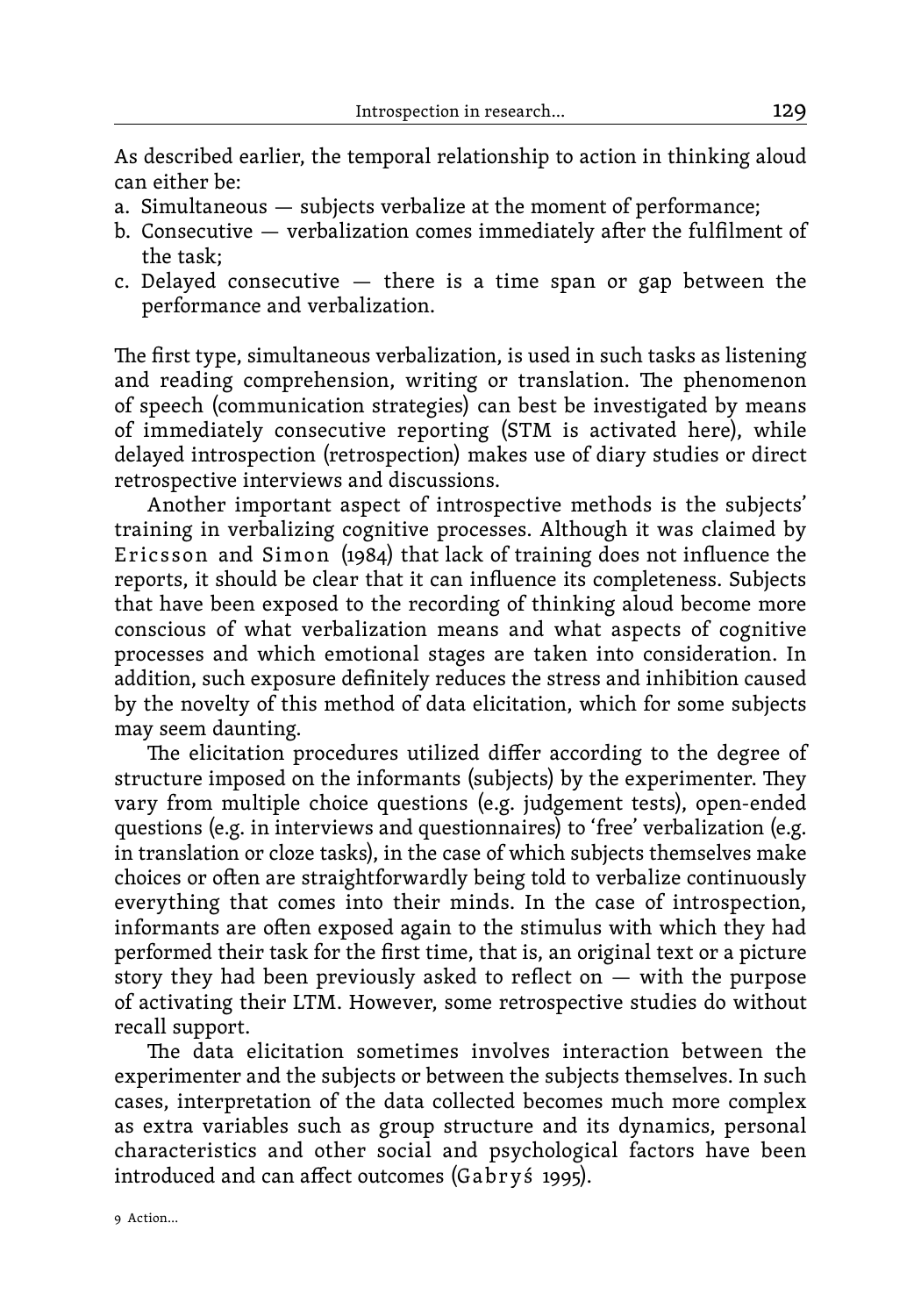As described earlier, the temporal relationship to action in thinking aloud can either be:

a. Simultaneous — subjects verbalize at the moment of performance;
b. Consecutive — verbalization comes immediately after the fulfilment of the task;
c. Delayed consecutive — there is a time span or gap between the performance and verbalization.

The first type, simultaneous verbalization, is used in such tasks as listening and reading comprehension, writing or translation. The phenomenon of speech (communication strategies) can best be investigated by means of immediately consecutive reporting (STM is activated here), while delayed introspection (retrospection) makes use of diary studies or direct retrospective interviews and discussions.

Another important aspect of introspective methods is the subjects' training in verbalizing cognitive processes. Although it was claimed by Ericsson and Simon (1984) that lack of training does not influence the reports, it should be clear that it can influence its completeness. Subjects that have been exposed to the recording of thinking aloud become more conscious of what verbalization means and what aspects of cognitive processes and which emotional stages are taken into consideration. In addition, such exposure definitely reduces the stress and inhibition caused by the novelty of this method of data elicitation, which for some subjects may seem daunting.

The elicitation procedures utilized differ according to the degree of structure imposed on the informants (subjects) by the experimenter. They vary from multiple choice questions (e.g. judgement tests), open-ended questions (e.g. in interviews and questionnaires) to 'free' verbalization (e.g. in translation or cloze tasks), in the case of which subjects themselves make choices or often are straightforwardly being told to verbalize continuously everything that comes into their minds. In the case of introspection, informants are often exposed again to the stimulus with which they had performed their task for the first time, that is, an original text or a picture story they had been previously asked to reflect on — with the purpose of activating their LTM. However, some retrospective studies do without recall support.

The data elicitation sometimes involves interaction between the experimenter and the subjects or between the subjects themselves. In such cases, interpretation of the data collected becomes much more complex as extra variables such as group structure and its dynamics, personal characteristics and other social and psychological factors have been introduced and can affect outcomes (Gabryś 1995).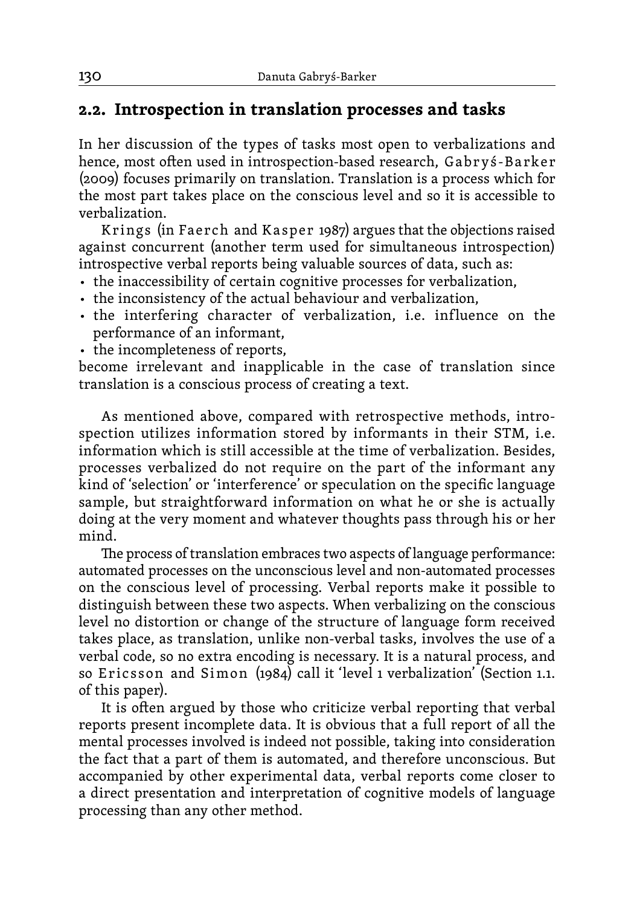## 2.2. Introspection in translation processes and tasks

In her discussion of the types of tasks most open to verbalizations and hence, most often used in introspection-based research, Gabryś-Barker (2009) focuses primarily on translation. Translation is a process which for the most part takes place on the conscious level and so it is accessible to verbalization.

Krings (in Faerch and Kasper 1987) argues that the objections raised against concurrent (another term used for simultaneous introspection) introspective verbal reports being valuable sources of data, such as:

- the inaccessibility of certain cognitive processes for verbalization,
- the inconsistency of the actual behaviour and verbalization,
- the interfering character of verbalization, i.e. influence on the performance of an informant,
- the incompleteness of reports,

become irrelevant and inapplicable in the case of translation since translation is a conscious process of creating a text.

As mentioned above, compared with retrospective methods, introspection utilizes information stored by informants in their STM, i.e. information which is still accessible at the time of verbalization. Besides, processes verbalized do not require on the part of the informant any kind of 'selection' or 'interference' or speculation on the specific language sample, but straightforward information on what he or she is actually doing at the very moment and whatever thoughts pass through his or her mind.

The process of translation embraces two aspects of language performance: automated processes on the unconscious level and non-automated processes on the conscious level of processing. Verbal reports make it possible to distinguish between these two aspects. When verbalizing on the conscious level no distortion or change of the structure of language form received takes place, as translation, unlike non-verbal tasks, involves the use of a verbal code, so no extra encoding is necessary. It is a natural process, and so Ericsson and Simon (1984) call it 'level 1 verbalization' (Section 1.1. of this paper).

It is often argued by those who criticize verbal reporting that verbal reports present incomplete data. It is obvious that a full report of all the mental processes involved is indeed not possible, taking into consideration the fact that a part of them is automated, and therefore unconscious. But accompanied by other experimental data, verbal reports come closer to a direct presentation and interpretation of cognitive models of language processing than any other method.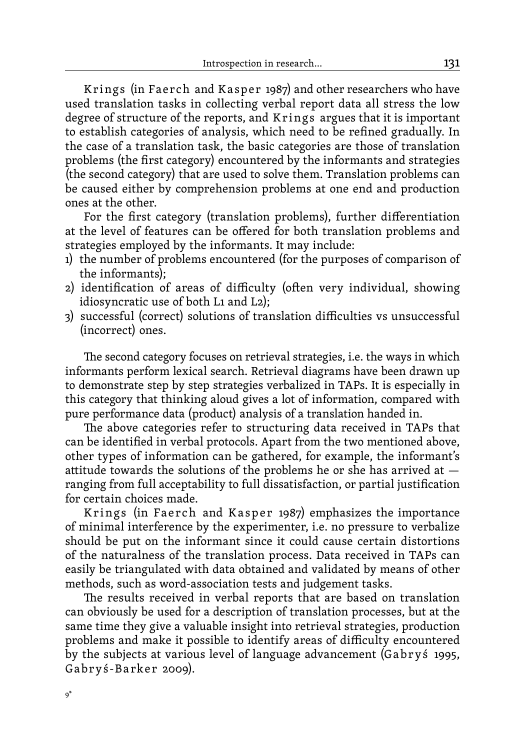Krings (in Faerch and Kasper 1987) and other researchers who have used translation tasks in collecting verbal report data all stress the low degree of structure of the reports, and Krings argues that it is important to establish categories of analysis, which need to be refined gradually. In the case of a translation task, the basic categories are those of translation problems (the first category) encountered by the informants and strategies (the second category) that are used to solve them. Translation problems can be caused either by comprehension problems at one end and production ones at the other.

For the first category (translation problems), further differentiation at the level of features can be offered for both translation problems and strategies employed by the informants. It may include:

1) the number of problems encountered (for the purposes of comparison of the informants);
2) identification of areas of difficulty (often very individual, showing idiosyncratic use of both L1 and L2);
3) successful (correct) solutions of translation difficulties vs unsuccessful (incorrect) ones.

The second category focuses on retrieval strategies, i.e. the ways in which informants perform lexical search. Retrieval diagrams have been drawn up to demonstrate step by step strategies verbalized in TAPs. It is especially in this category that thinking aloud gives a lot of information, compared with pure performance data (product) analysis of a translation handed in.

The above categories refer to structuring data received in TAPs that can be identified in verbal protocols. Apart from the two mentioned above, other types of information can be gathered, for example, the informant's attitude towards the solutions of the problems he or she has arrived at — ranging from full acceptability to full dissatisfaction, or partial justification for certain choices made.

Krings (in Faerch and Kasper 1987) emphasizes the importance of minimal interference by the experimenter, i.e. no pressure to verbalize should be put on the informant since it could cause certain distortions of the naturalness of the translation process. Data received in TAPs can easily be triangulated with data obtained and validated by means of other methods, such as word-association tests and judgement tasks.

The results received in verbal reports that are based on translation can obviously be used for a description of translation processes, but at the same time they give a valuable insight into retrieval strategies, production problems and make it possible to identify areas of difficulty encountered by the subjects at various level of language advancement (Gabryś 1995, Gabryś-Barker 2009).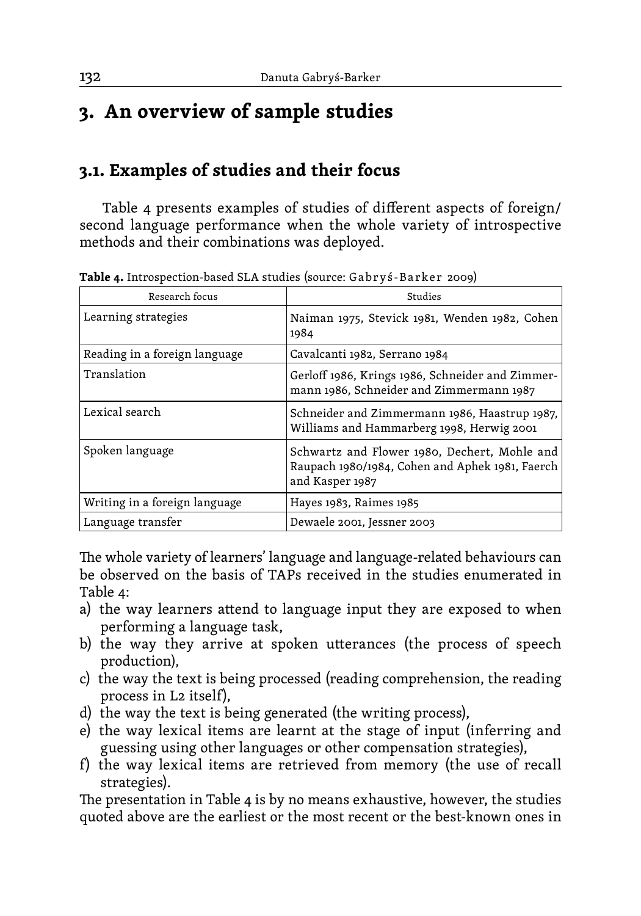# 3. An overview of sample studies

## 3.1. Examples of studies and their focus

Table 4 presents examples of studies of different aspects of foreign/second language performance when the whole variety of introspective methods and their combinations was deployed.

**Table 4.** Introspection-based SLA studies (source: Gabryś-Barker 2009)

| Research focus | Studies |
|---|---|
| Learning strategies | Naiman 1975, Stevick 1981, Wenden 1982, Cohen 1984 |
| Reading in a foreign language | Cavalcanti 1982, Serrano 1984 |
| Translation | Gerloff 1986, Krings 1986, Schneider and Zimmermann 1986, Schneider and Zimmermann 1987 |
| Lexical search | Schneider and Zimmermann 1986, Haastrup 1987, Williams and Hammarberg 1998, Herwig 2001 |
| Spoken language | Schwartz and Flower 1980, Dechert, Mohle and Raupach 1980/1984, Cohen and Aphek 1981, Faerch and Kasper 1987 |
| Writing in a foreign language | Hayes 1983, Raimes 1985 |
| Language transfer | Dewaele 2001, Jessner 2003 |

The whole variety of learners' language and language-related behaviours can be observed on the basis of TAPs received in the studies enumerated in Table 4:

a) the way learners attend to language input they are exposed to when performing a language task,
b) the way they arrive at spoken utterances (the process of speech production),
c) the way the text is being processed (reading comprehension, the reading process in L2 itself),
d) the way the text is being generated (the writing process),
e) the way lexical items are learnt at the stage of input (inferring and guessing using other languages or other compensation strategies),
f) the way lexical items are retrieved from memory (the use of recall strategies).

The presentation in Table 4 is by no means exhaustive, however, the studies quoted above are the earliest or the most recent or the best-known ones in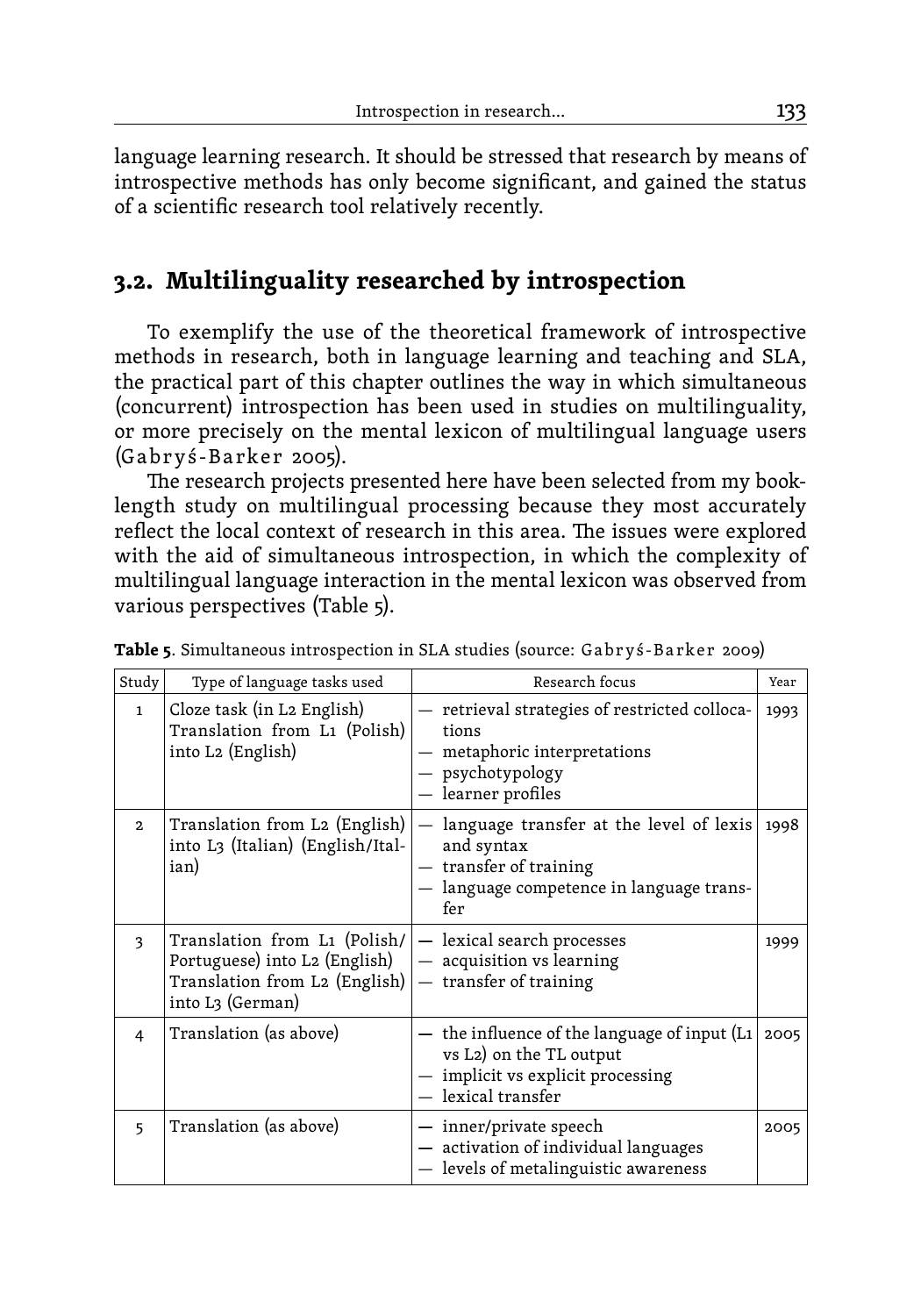language learning research. It should be stressed that research by means of introspective methods has only become significant, and gained the status of a scientific research tool relatively recently.

## 3.2. Multilinguality researched by introspection

To exemplify the use of the theoretical framework of introspective methods in research, both in language learning and teaching and SLA, the practical part of this chapter outlines the way in which simultaneous (concurrent) introspection has been used in studies on multilinguality, or more precisely on the mental lexicon of multilingual language users (Gabryś-Barker 2005).

The research projects presented here have been selected from my book-length study on multilingual processing because they most accurately reflect the local context of research in this area. The issues were explored with the aid of simultaneous introspection, in which the complexity of multilingual language interaction in the mental lexicon was observed from various perspectives (Table 5).

**Table 5**. Simultaneous introspection in SLA studies (source: Gabryś-Barker 2009)

| Study | Type of language tasks used | Research focus | Year |
|---|---|---|---|
| 1 | Cloze task (in L2 English)<br>Translation from L1 (Polish) into L2 (English) | — retrieval strategies of restricted collocations<br>— metaphoric interpretations<br>— psychotypology<br>— learner profiles | 1993 |
| 2 | Translation from L2 (English) into L3 (Italian) (English/Italian) | — language transfer at the level of lexis and syntax<br>— transfer of training<br>— language competence in language transfer | 1998 |
| 3 | Translation from L1 (Polish/Portuguese) into L2 (English)<br>Translation from L2 (English) into L3 (German) | — lexical search processes<br>— acquisition vs learning<br>— transfer of training | 1999 |
| 4 | Translation (as above) | — the influence of the language of input (L1 vs L2) on the TL output<br>— implicit vs explicit processing<br>— lexical transfer | 2005 |
| 5 | Translation (as above) | — inner/private speech<br>— activation of individual languages<br>— levels of metalinguistic awareness | 2005 |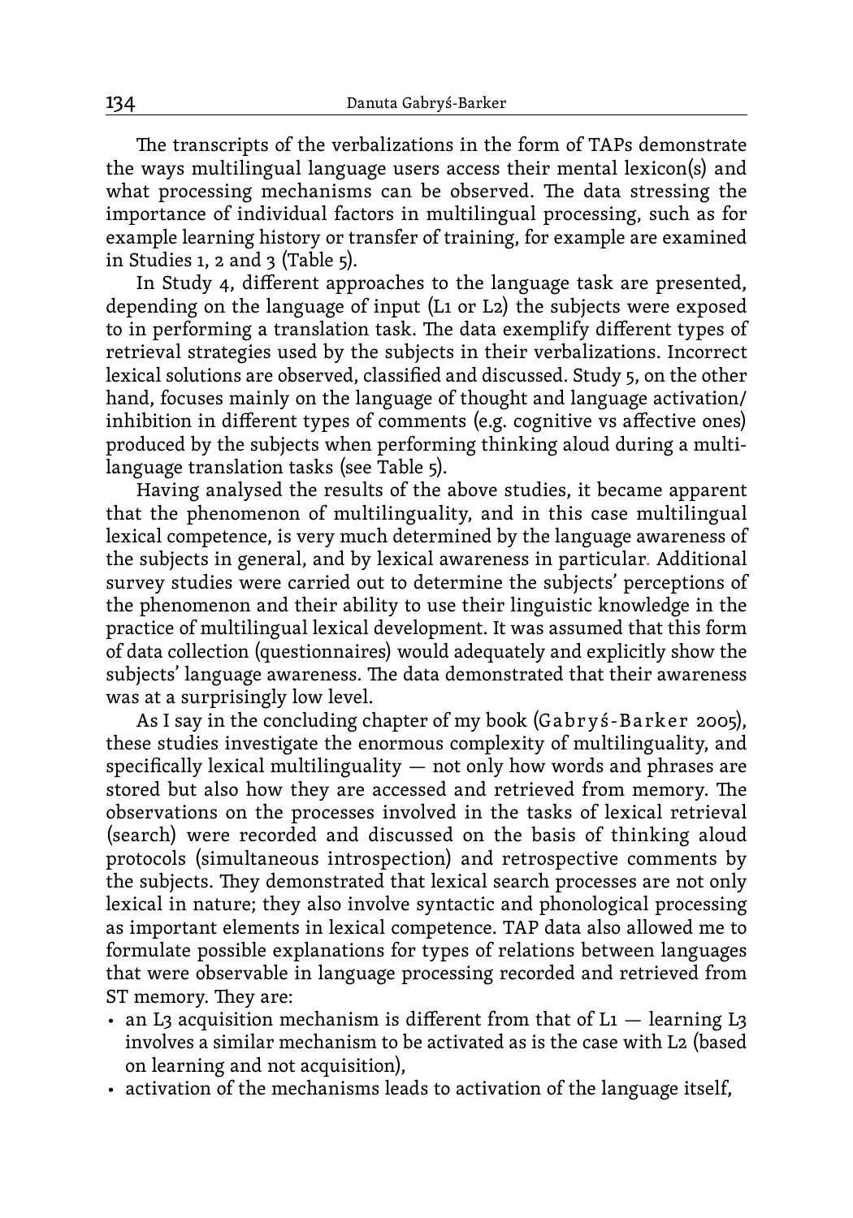The transcripts of the verbalizations in the form of TAPs demonstrate the ways multilingual language users access their mental lexicon(s) and what processing mechanisms can be observed. The data stressing the importance of individual factors in multilingual processing, such as for example learning history or transfer of training, for example are examined in Studies 1, 2 and 3 (Table 5).

In Study 4, different approaches to the language task are presented, depending on the language of input (L1 or L2) the subjects were exposed to in performing a translation task. The data exemplify different types of retrieval strategies used by the subjects in their verbalizations. Incorrect lexical solutions are observed, classified and discussed. Study 5, on the other hand, focuses mainly on the language of thought and language activation/inhibition in different types of comments (e.g. cognitive vs affective ones) produced by the subjects when performing thinking aloud during a multi-language translation tasks (see Table 5).

Having analysed the results of the above studies, it became apparent that the phenomenon of multilinguality, and in this case multilingual lexical competence, is very much determined by the language awareness of the subjects in general, and by lexical awareness in particular. Additional survey studies were carried out to determine the subjects' perceptions of the phenomenon and their ability to use their linguistic knowledge in the practice of multilingual lexical development. It was assumed that this form of data collection (questionnaires) would adequately and explicitly show the subjects' language awareness. The data demonstrated that their awareness was at a surprisingly low level.

As I say in the concluding chapter of my book (Gabryś-Barker 2005), these studies investigate the enormous complexity of multilinguality, and specifically lexical multilinguality — not only how words and phrases are stored but also how they are accessed and retrieved from memory. The observations on the processes involved in the tasks of lexical retrieval (search) were recorded and discussed on the basis of thinking aloud protocols (simultaneous introspection) and retrospective comments by the subjects. They demonstrated that lexical search processes are not only lexical in nature; they also involve syntactic and phonological processing as important elements in lexical competence. TAP data also allowed me to formulate possible explanations for types of relations between languages that were observable in language processing recorded and retrieved from ST memory. They are:

- an L3 acquisition mechanism is different from that of L1 — learning L3 involves a similar mechanism to be activated as is the case with L2 (based on learning and not acquisition),
- activation of the mechanisms leads to activation of the language itself,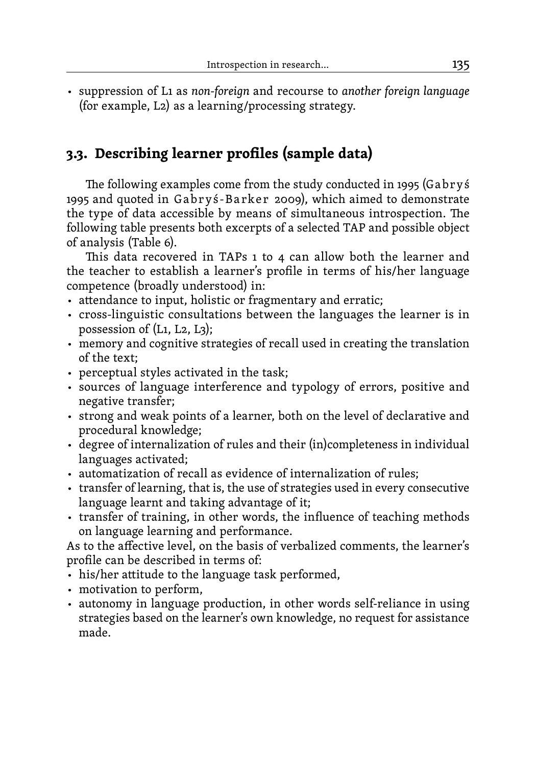- suppression of L1 as *non-foreign* and recourse to *another foreign language* (for example, L2) as a learning/processing strategy.

## 3.3. Describing learner profiles (sample data)

The following examples come from the study conducted in 1995 (Gabryś 1995 and quoted in Gabryś-Barker 2009), which aimed to demonstrate the type of data accessible by means of simultaneous introspection. The following table presents both excerpts of a selected TAP and possible object of analysis (Table 6).

This data recovered in TAPs 1 to 4 can allow both the learner and the teacher to establish a learner's profile in terms of his/her language competence (broadly understood) in:

- attendance to input, holistic or fragmentary and erratic;
- cross-linguistic consultations between the languages the learner is in possession of (L1, L2, L3);
- memory and cognitive strategies of recall used in creating the translation of the text;
- perceptual styles activated in the task;
- sources of language interference and typology of errors, positive and negative transfer;
- strong and weak points of a learner, both on the level of declarative and procedural knowledge;
- degree of internalization of rules and their (in)completeness in individual languages activated;
- automatization of recall as evidence of internalization of rules;
- transfer of learning, that is, the use of strategies used in every consecutive language learnt and taking advantage of it;
- transfer of training, in other words, the influence of teaching methods on language learning and performance.

As to the affective level, on the basis of verbalized comments, the learner's profile can be described in terms of:

- his/her attitude to the language task performed,
- motivation to perform,
- autonomy in language production, in other words self-reliance in using strategies based on the learner's own knowledge, no request for assistance made.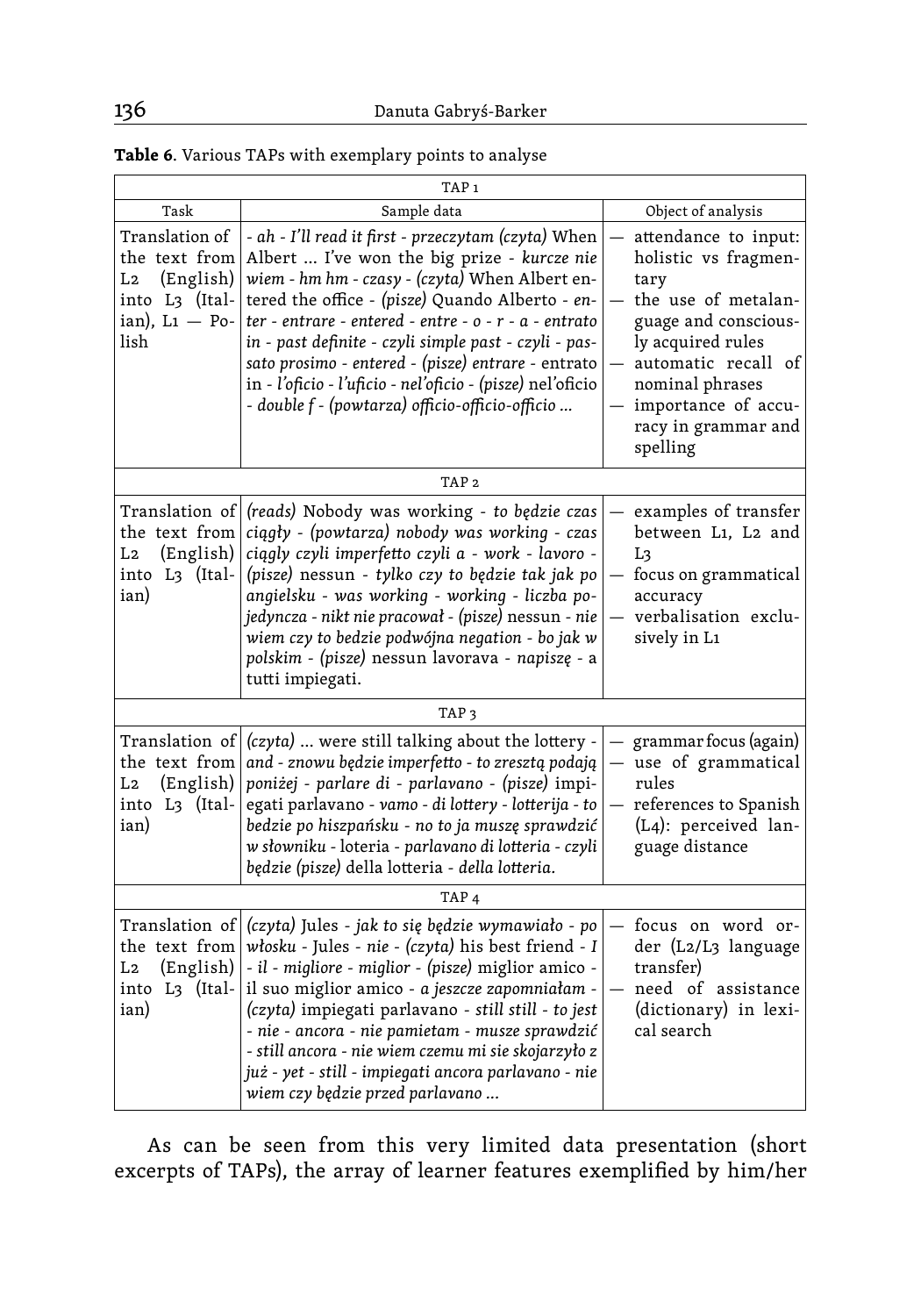**Table 6**. Various TAPs with exemplary points to analyse

| Task | Sample data | Object of analysis |
|---|---|---|
| TAP 1 | | |
| Translation of the text from L2 (English) into L3 (Italian), L1 — Polish | *- ah - I'll read it first - przeczytam (czyta)* When Albert ... I've won the big prize - *kurcze nie wiem - hm hm - czasy - (czyta)* When Albert entered the office - *(pisze)* Quando Alberto - *enter - entrare - entered - entre - o - r - a - entrato in - past definite - czyli simple past - czyli - passato prosimo - entered - (pisze) entrare* - entrato in - *l'oficio - l'uficio - nel'oficio - (pisze)* nel'oficio - *double f - (powtarza) officio-officio-officio ...* | — attendance to input: holistic vs fragmentary<br>— the use of metalanguage and consciously acquired rules<br>— automatic recall of nominal phrases<br>— importance of accuracy in grammar and spelling |
| TAP 2 | | |
| Translation of the text from L2 (English) into L3 (Italian) | *(reads)* Nobody was working - *to będzie czas ciągły - (powtarza) nobody was working - czas ciągły czyli imperfetto czyli a - work - lavoro - (pisze)* nessun - *tylko czy to będzie tak jak po angielsku - was working - working - liczba pojedyncza - nikt nie pracował - (pisze)* nessun - *nie wiem czy to bedzie podwójna negation - bo jak w polskim - (pisze)* nessun lavorava - *napiszę* - a tutti impiegati. | — examples of transfer between L1, L2 and L3<br>— focus on grammatical accuracy<br>— verbalisation exclusively in L1 |
| TAP 3 | | |
| Translation of the text from L2 (English) into L3 (Italian) | *(czyta)* ... were still talking about the lottery - *and - znowu będzie imperfetto - to zresztą podają poniżej - parlare di - parlavano - (pisze)* impiegati parlavano - *vamo - di lottery - lotterija - to bedzie po hiszpańsku - no to ja muszę sprawdzić w słowniku* - loteria - *parlavano di lotteria - czyli będzie (pisze)* della lotteria - *della lotteria.* | — grammar focus (again)<br>— use of grammatical rules<br>— references to Spanish (L4): perceived language distance |
| TAP 4 | | |
| Translation of the text from L2 (English) into L3 (Italian) | *(czyta)* Jules - *jak to się będzie wymawiało - po włosku* - Jules - *nie - (czyta)* his best friend - *I - il - migliore - miglior - (pisze)* miglior amico - il suo miglior amico - *a jeszcze zapomniałam - (czyta)* impiegati parlavano - *still still - to jest - nie - ancora - nie pamietam - musze sprawdzić - still ancora - nie wiem czemu mi sie skojarzyło z już - yet - still - impiegati ancora parlavano - nie wiem czy będzie przed parlavano ...* | — focus on word order (L2/L3 language transfer)<br>— need of assistance (dictionary) in lexical search |

As can be seen from this very limited data presentation (short excerpts of TAPs), the array of learner features exemplified by him/her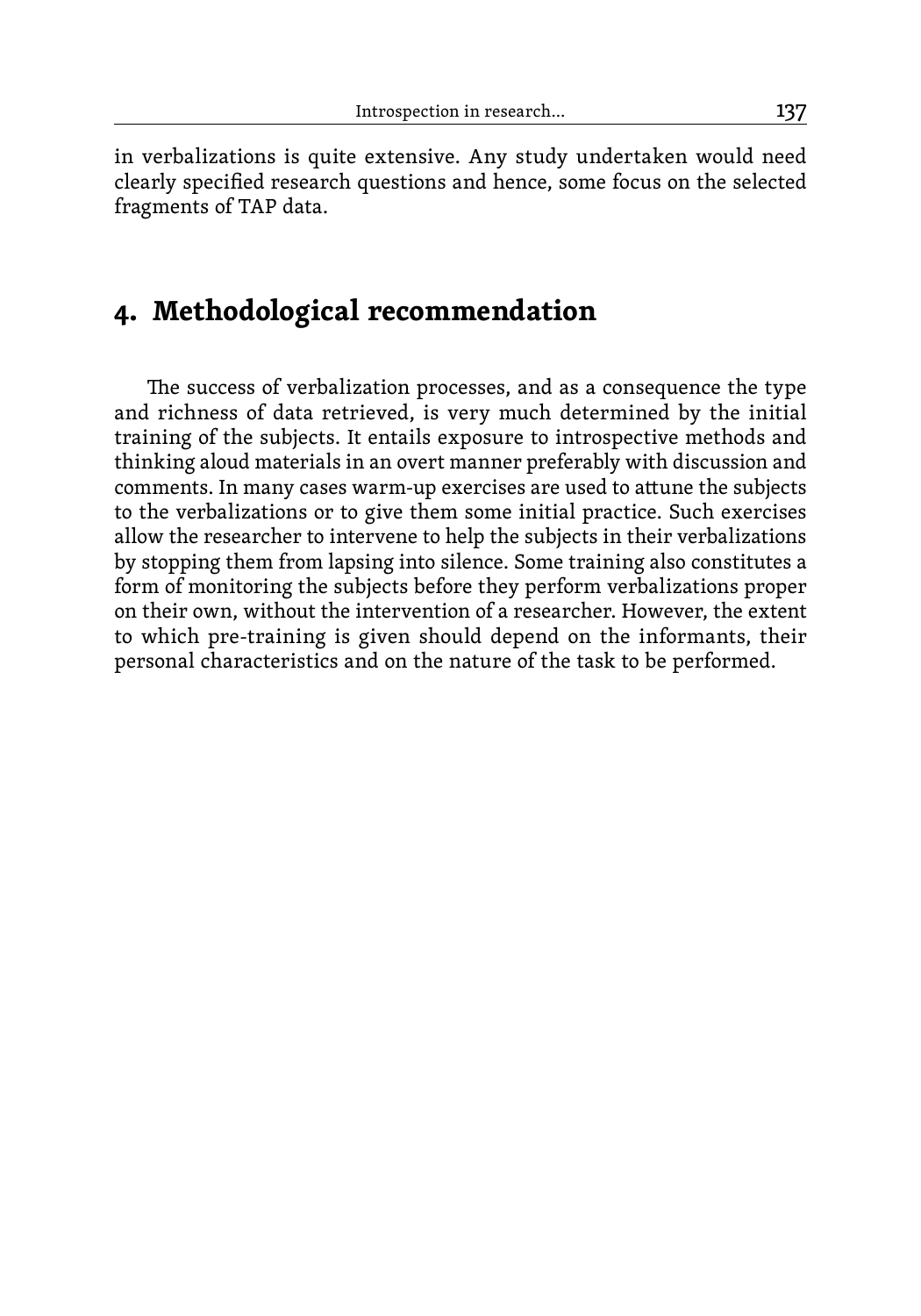in verbalizations is quite extensive. Any study undertaken would need clearly specified research questions and hence, some focus on the selected fragments of TAP data.

## 4. Methodological recommendation

The success of verbalization processes, and as a consequence the type and richness of data retrieved, is very much determined by the initial training of the subjects. It entails exposure to introspective methods and thinking aloud materials in an overt manner preferably with discussion and comments. In many cases warm-up exercises are used to attune the subjects to the verbalizations or to give them some initial practice. Such exercises allow the researcher to intervene to help the subjects in their verbalizations by stopping them from lapsing into silence. Some training also constitutes a form of monitoring the subjects before they perform verbalizations proper on their own, without the intervention of a researcher. However, the extent to which pre-training is given should depend on the informants, their personal characteristics and on the nature of the task to be performed.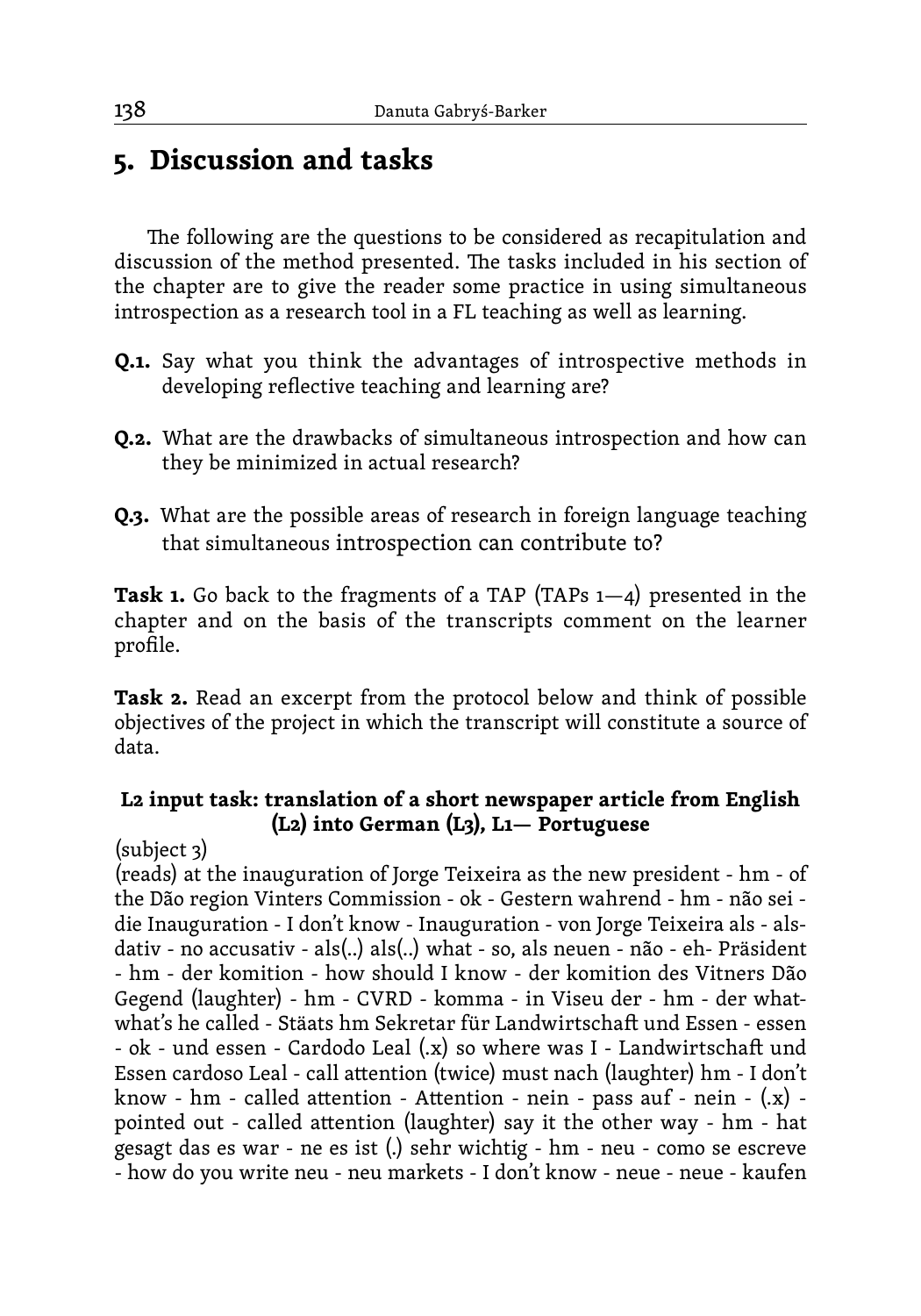## 5. Discussion and tasks

The following are the questions to be considered as recapitulation and discussion of the method presented. The tasks included in his section of the chapter are to give the reader some practice in using simultaneous introspection as a research tool in a FL teaching as well as learning.

**Q.1.** Say what you think the advantages of introspective methods in developing reflective teaching and learning are?

**Q.2.** What are the drawbacks of simultaneous introspection and how can they be minimized in actual research?

**Q.3.** What are the possible areas of research in foreign language teaching that simultaneous introspection can contribute to?

**Task 1.** Go back to the fragments of a TAP (TAPs 1—4) presented in the chapter and on the basis of the transcripts comment on the learner profile.

**Task 2.** Read an excerpt from the protocol below and think of possible objectives of the project in which the transcript will constitute a source of data.

**L2 input task: translation of a short newspaper article from English (L2) into German (L3), L1— Portuguese**

(subject 3)

(reads) at the inauguration of Jorge Teixeira as the new president - hm - of the Dão region Vinters Commission - ok - Gestern wahrend - hm - não sei - die Inauguration - I don't know - Inauguration - von Jorge Teixeira als - als-dativ - no accusativ - als(..) als(..) what - so, als neuen - não - eh- Präsident - hm - der komition - how should I know - der komition des Vitners Dão Gegend (laughter) - hm - CVRD - komma - in Viseu der - hm - der what-what's he called - Stäats hm Sekretar für Landwirtschaft und Essen - essen - ok - und essen - Cardodo Leal (.x) so where was I - Landwirtschaft und Essen cardoso Leal - call attention (twice) must nach (laughter) hm - I don't know - hm - called attention - Attention - nein - pass auf - nein - (.x) - pointed out - called attention (laughter) say it the other way - hm - hat gesagt das es war - ne es ist (.) sehr wichtig - hm - neu - como se escreve - how do you write neu - neu markets - I don't know - neue - neue - kaufen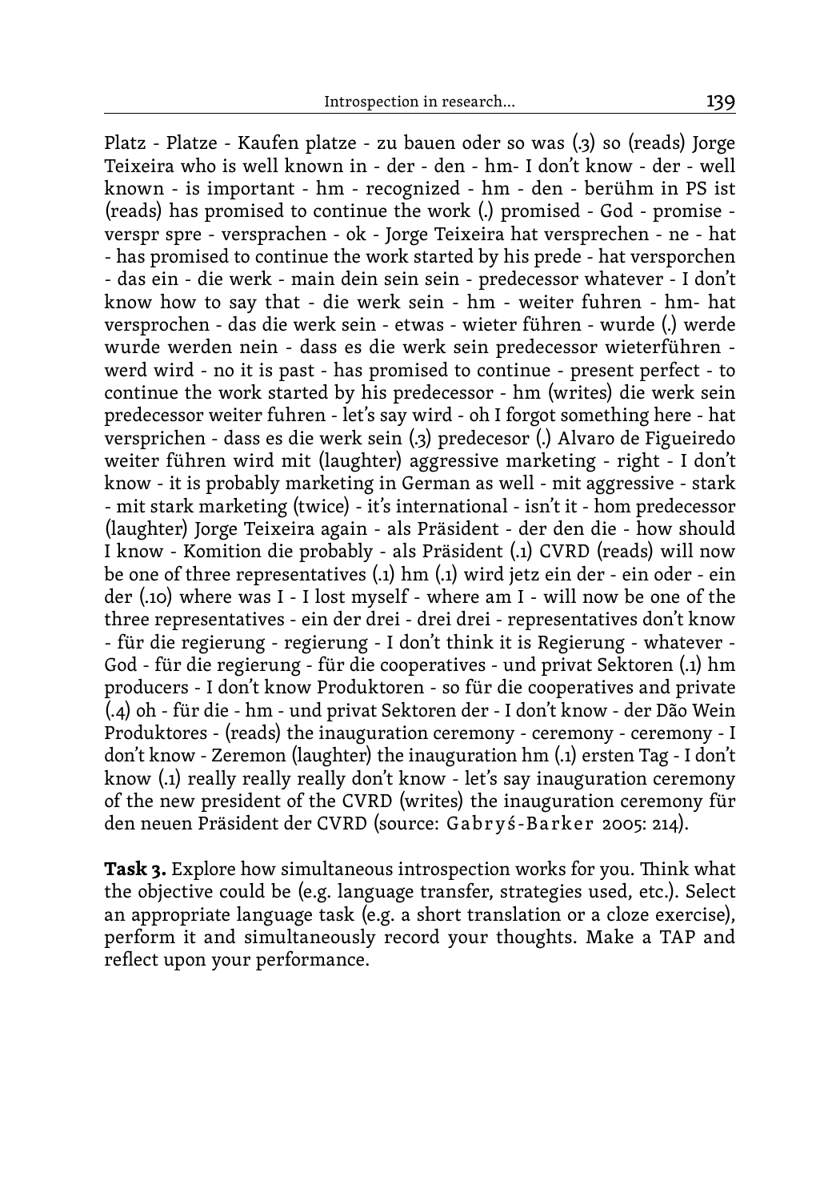Platz - Platze - Kaufen platze - zu bauen oder so was (.3) so (reads) Jorge Teixeira who is well known in - der - den - hm- I don't know - der - well known - is important - hm - recognized - hm - den - berühm in PS ist (reads) has promised to continue the work (.) promised - God - promise - verspr spre - versprachen - ok - Jorge Teixeira hat versprechen - ne - hat - has promised to continue the work started by his prede - hat versporchen - das ein - die werk - main dein sein sein - predecessor whatever - I don't know how to say that - die werk sein - hm - weiter fuhren - hm- hat versprochen - das die werk sein - etwas - wieter führen - wurde (.) werde wurde werden nein - dass es die werk sein predecessor wieterführen - werd wird - no it is past - has promised to continue - present perfect - to continue the work started by his predecessor - hm (writes) die werk sein predecessor weiter fuhren - let's say wird - oh I forgot something here - hat versprichen - dass es die werk sein (.3) predecesor (.) Alvaro de Figueiredo weiter führen wird mit (laughter) aggressive marketing - right - I don't know - it is probably marketing in German as well - mit aggressive - stark - mit stark marketing (twice) - it's international - isn't it - hom predecessor (laughter) Jorge Teixeira again - als Präsident - der den die - how should I know - Komition die probably - als Präsident (.1) CVRD (reads) will now be one of three representatives (.1) hm (.1) wird jetz ein der - ein oder - ein der (.10) where was I - I lost myself - where am I - will now be one of the three representatives - ein der drei - drei drei - representatives don't know - für die regierung - regierung - I don't think it is Regierung - whatever - God - für die regierung - für die cooperatives - und privat Sektoren (.1) hm producers - I don't know Produktoren - so für die cooperatives and private (.4) oh - für die - hm - und privat Sektoren der - I don't know - der Dão Wein Produktores - (reads) the inauguration ceremony - ceremony - ceremony - I don't know - Zeremon (laughter) the inauguration hm (.1) ersten Tag - I don't know (.1) really really really don't know - let's say inauguration ceremony of the new president of the CVRD (writes) the inauguration ceremony für den neuen Präsident der CVRD (source: Gabryś-Barker 2005: 214).

**Task 3.** Explore how simultaneous introspection works for you. Think what the objective could be (e.g. language transfer, strategies used, etc.). Select an appropriate language task (e.g. a short translation or a cloze exercise), perform it and simultaneously record your thoughts. Make a TAP and reflect upon your performance.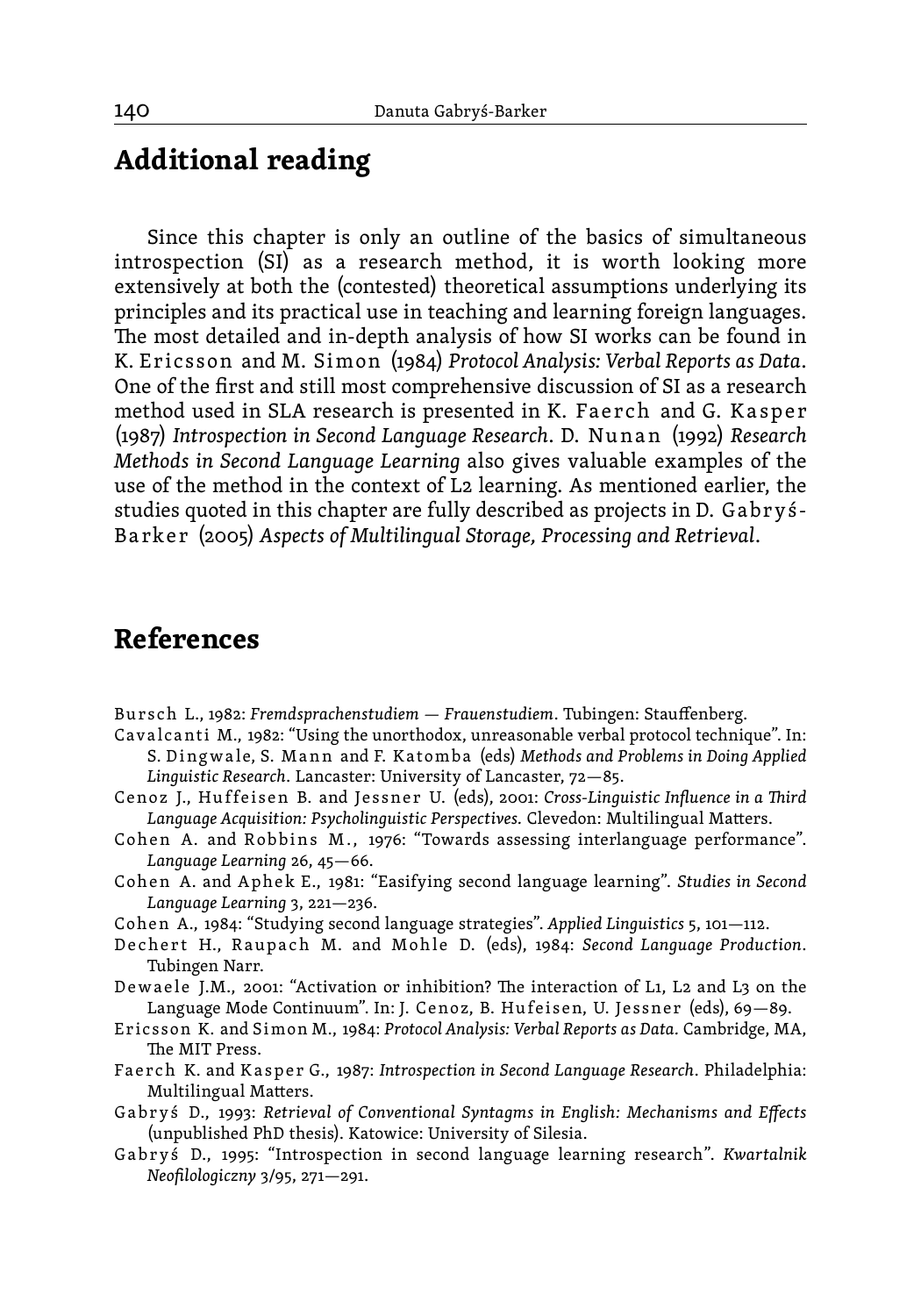## Additional reading

Since this chapter is only an outline of the basics of simultaneous introspection (SI) as a research method, it is worth looking more extensively at both the (contested) theoretical assumptions underlying its principles and its practical use in teaching and learning foreign languages. The most detailed and in-depth analysis of how SI works can be found in K. Ericsson and M. Simon (1984) *Protocol Analysis: Verbal Reports as Data*. One of the first and still most comprehensive discussion of SI as a research method used in SLA research is presented in K. Faerch and G. Kasper (1987) *Introspection in Second Language Research*. D. Nunan (1992) *Research Methods in Second Language Learning* also gives valuable examples of the use of the method in the context of L2 learning. As mentioned earlier, the studies quoted in this chapter are fully described as projects in D. Gabryś-Barker (2005) *Aspects of Multilingual Storage, Processing and Retrieval*.

## References

Bursch L., 1982: *Fremdsprachenstudiem — Frauenstudiem*. Tubingen: Stauffenberg.

Cavalcanti M., 1982: "Using the unorthodox, unreasonable verbal protocol technique". In: S. Dingwale, S. Mann and F. Katomba (eds) *Methods and Problems in Doing Applied Linguistic Research*. Lancaster: University of Lancaster, 72—85.

Cenoz J., Huffeisen B. and Jessner U. (eds), 2001: *Cross-Linguistic Influence in a Third Language Acquisition: Psycholinguistic Perspectives.* Clevedon: Multilingual Matters.

Cohen A. and Robbins M., 1976: "Towards assessing interlanguage performance". *Language Learning* 26, 45—66.

Cohen A. and Aphek E., 1981: "Easifying second language learning". *Studies in Second Language Learning* 3, 221—236.

Cohen A., 1984: "Studying second language strategies". *Applied Linguistics* 5, 101—112.

Dechert H., Raupach M. and Mohle D. (eds), 1984: *Second Language Production*. Tubingen Narr.

Dewaele J.M., 2001: "Activation or inhibition? The interaction of L1, L2 and L3 on the Language Mode Continuum". In: J. Cenoz, B. Hufeisen, U. Jessner (eds), 69—89.

Ericsson K. and Simon M., 1984: *Protocol Analysis: Verbal Reports as Data.* Cambridge, MA, The MIT Press.

Faerch K. and Kasper G., 1987: *Introspection in Second Language Research*. Philadelphia: Multilingual Matters.

Gabryś D., 1993: *Retrieval of Conventional Syntagms in English: Mechanisms and Effects* (unpublished PhD thesis). Katowice: University of Silesia.

Gabryś D., 1995: "Introspection in second language learning research". *Kwartalnik Neofilologiczny* 3/95, 271—291.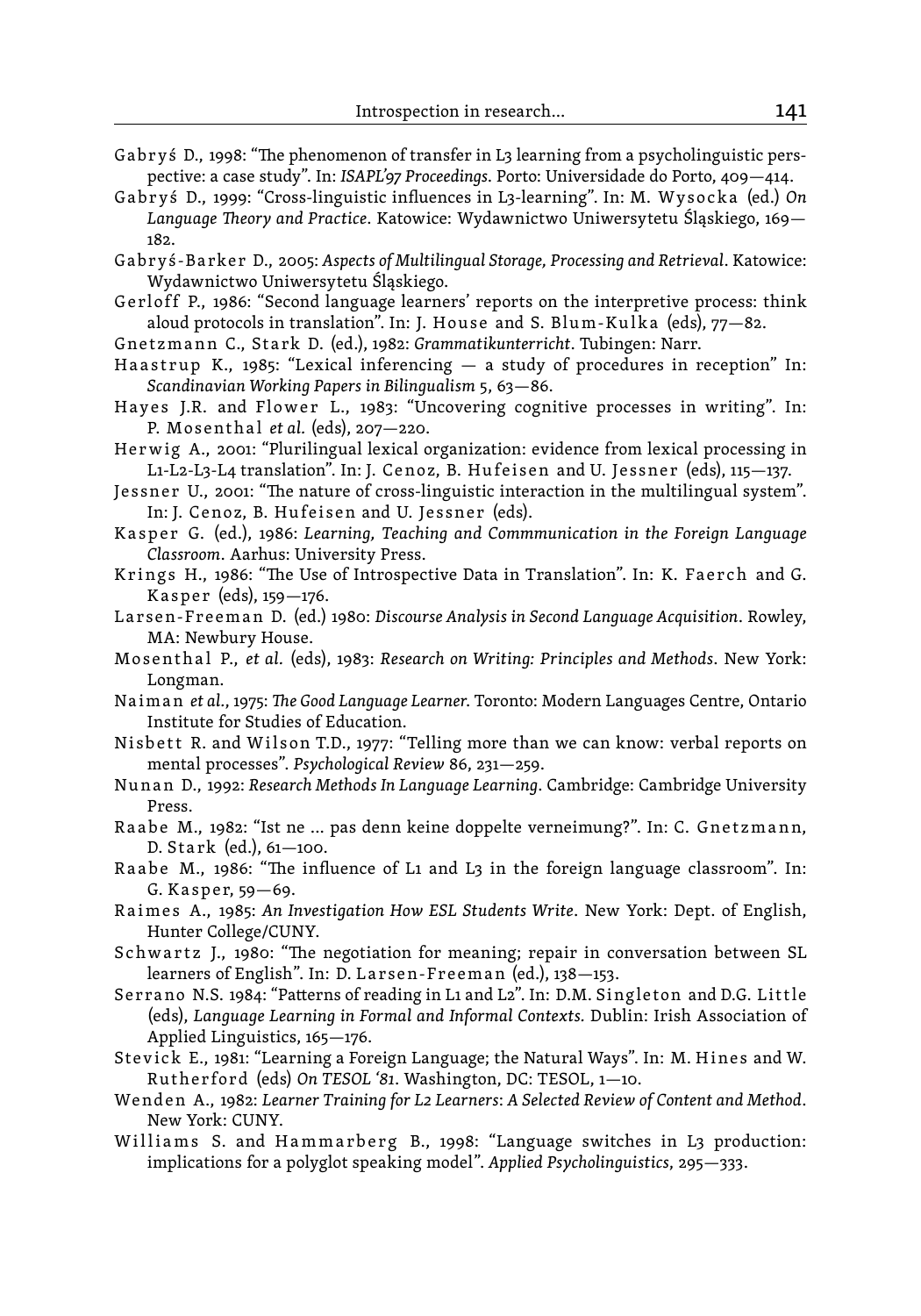Gabryś D., 1998: "The phenomenon of transfer in L3 learning from a psycholinguistic perspective: a case study". In: *ISAPL'97 Proceedings*. Porto: Universidade do Porto, 409—414.

Gabryś D., 1999: "Cross-linguistic influences in L3-learning". In: M. Wysocka (ed.) *On Language Theory and Practice*. Katowice: Wydawnictwo Uniwersytetu Śląskiego, 169—182.

Gabryś-Barker D., 2005: *Aspects of Multilingual Storage, Processing and Retrieval*. Katowice: Wydawnictwo Uniwersytetu Śląskiego.

Gerloff P., 1986: "Second language learners' reports on the interpretive process: think aloud protocols in translation". In: J. House and S. Blum-Kulka (eds), 77—82.

Gnetzmann C., Stark D. (ed.), 1982: *Grammatikunterricht*. Tubingen: Narr.

Haastrup K., 1985: "Lexical inferencing — a study of procedures in reception" In: *Scandinavian Working Papers in Bilingualism* 5, 63—86.

Hayes J.R. and Flower L., 1983: "Uncovering cognitive processes in writing". In: P. Mosenthal *et al.* (eds), 207—220.

Herwig A., 2001: "Plurilingual lexical organization: evidence from lexical processing in L1-L2-L3-L4 translation". In: J. Cenoz, B. Hufeisen and U. Jessner (eds), 115—137.

Jessner U., 2001: "The nature of cross-linguistic interaction in the multilingual system". In: J. Cenoz, B. Hufeisen and U. Jessner (eds).

Kasper G. (ed.), 1986: *Learning, Teaching and Commmunication in the Foreign Language Classroom*. Aarhus: University Press.

Krings H., 1986: "The Use of Introspective Data in Translation". In: K. Faerch and G. Kasper (eds), 159—176.

Larsen-Freeman D. (ed.) 1980: *Discourse Analysis in Second Language Acquisition*. Rowley, MA: Newbury House.

Mosenthal P., *et al.* (eds), 1983: *Research on Writing: Principles and Methods*. New York: Longman.

Naiman *et al.*, 1975: *The Good Language Learner*. Toronto: Modern Languages Centre, Ontario Institute for Studies of Education.

Nisbett R. and Wilson T.D., 1977: "Telling more than we can know: verbal reports on mental processes". *Psychological Review* 86, 231—259.

Nunan D., 1992: *Research Methods In Language Learning*. Cambridge: Cambridge University Press.

Raabe M., 1982: "Ist ne ... pas denn keine doppelte verneimung?". In: C. Gnetzmann, D. Stark (ed.), 61—100.

Raabe M., 1986: "The influence of L1 and L3 in the foreign language classroom". In: G. Kasper, 59—69.

Raimes A., 1985: *An Investigation How ESL Students Write*. New York: Dept. of English, Hunter College/CUNY.

Schwartz J., 1980: "The negotiation for meaning; repair in conversation between SL learners of English". In: D. Larsen-Freeman (ed.), 138—153.

Serrano N.S. 1984: "Patterns of reading in L1 and L2". In: D.M. Singleton and D.G. Little (eds), *Language Learning in Formal and Informal Contexts.* Dublin: Irish Association of Applied Linguistics, 165—176.

Stevick E., 1981: "Learning a Foreign Language; the Natural Ways". In: M. Hines and W. Rutherford (eds) *On TESOL '81*. Washington, DC: TESOL, 1—10.

Wenden A., 1982: *Learner Training for L2 Learners*: *A Selected Review of Content and Method*. New York: CUNY.

Williams S. and Hammarberg B., 1998: "Language switches in L3 production: implications for a polyglot speaking model". *Applied Psycholinguistics*, 295—333.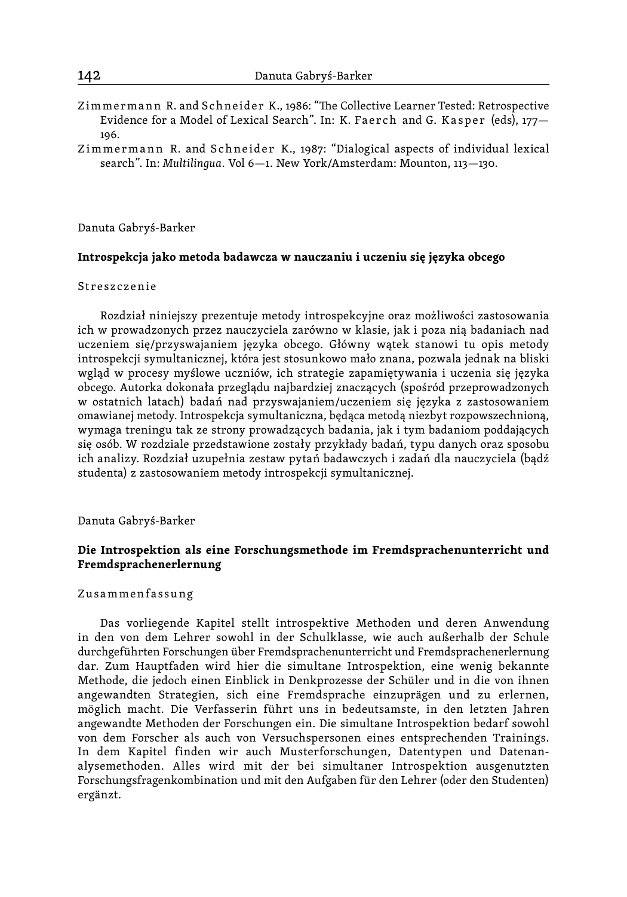Zimmermann R. and Schneider K., 1986: "The Collective Learner Tested: Retrospective Evidence for a Model of Lexical Search". In: K. Faerch and G. Kasper (eds), 177—196.

Zimmermann R. and Schneider K., 1987: "Dialogical aspects of individual lexical search". In: *Multilingua*. Vol 6—1. New York/Amsterdam: Mounton, 113—130.

Danuta Gabryś-Barker

**Introspekcja jako metoda badawcza w nauczaniu i uczeniu się języka obcego**

Streszczenie

Rozdział niniejszy prezentuje metody introspekcyjne oraz możliwości zastosowania ich w prowadzonych przez nauczyciela zarówno w klasie, jak i poza nią badaniach nad uczeniem się/przyswajaniem języka obcego. Główny wątek stanowi tu opis metody introspekcji symultanicznej, która jest stosunkowo mało znana, pozwala jednak na bliski wgląd w procesy myślowe uczniów, ich strategie zapamiętywania i uczenia się języka obcego. Autorka dokonała przeglądu najbardziej znaczących (spośród przeprowadzonych w ostatnich latach) badań nad przyswajaniem/uczeniem się języka z zastosowaniem omawianej metody. Introspekcja symultaniczna, będąca metodą niezbyt rozpowszechnioną, wymaga treningu tak ze strony prowadzących badania, jak i tym badaniom poddających się osób. W rozdziale przedstawione zostały przykłady badań, typu danych oraz sposobu ich analizy. Rozdział uzupełnia zestaw pytań badawczych i zadań dla nauczyciela (bądź studenta) z zastosowaniem metody introspekcji symultanicznej.

Danuta Gabryś-Barker

**Die Introspektion als eine Forschungsmethode im Fremdsprachenunterricht und Fremdsprachenerlernung**

Zusammenfassung

Das vorliegende Kapitel stellt introspektive Methoden und deren Anwendung in den von dem Lehrer sowohl in der Schulklasse, wie auch außerhalb der Schule durchgeführten Forschungen über Fremdsprachenunterricht und Fremdsprachenerlernung dar. Zum Hauptfaden wird hier die simultane Introspektion, eine wenig bekannte Methode, die jedoch einen Einblick in Denkprozesse der Schüler und in die von ihnen angewandten Strategien, sich eine Fremdsprache einzuprägen und zu erlernen, möglich macht. Die Verfasserin führt uns in bedeutsamste, in den letzten Jahren angewandte Methoden der Forschungen ein. Die simultane Introspektion bedarf sowohl von dem Forscher als auch von Versuchspersonen eines entsprechenden Trainings. In dem Kapitel finden wir auch Musterforschungen, Datentypen und Datenanalysemethoden. Alles wird mit der bei simultaner Introspektion ausgenutzten Forschungsfragenkombination und mit den Aufgaben für den Lehrer (oder den Studenten) ergänzt.